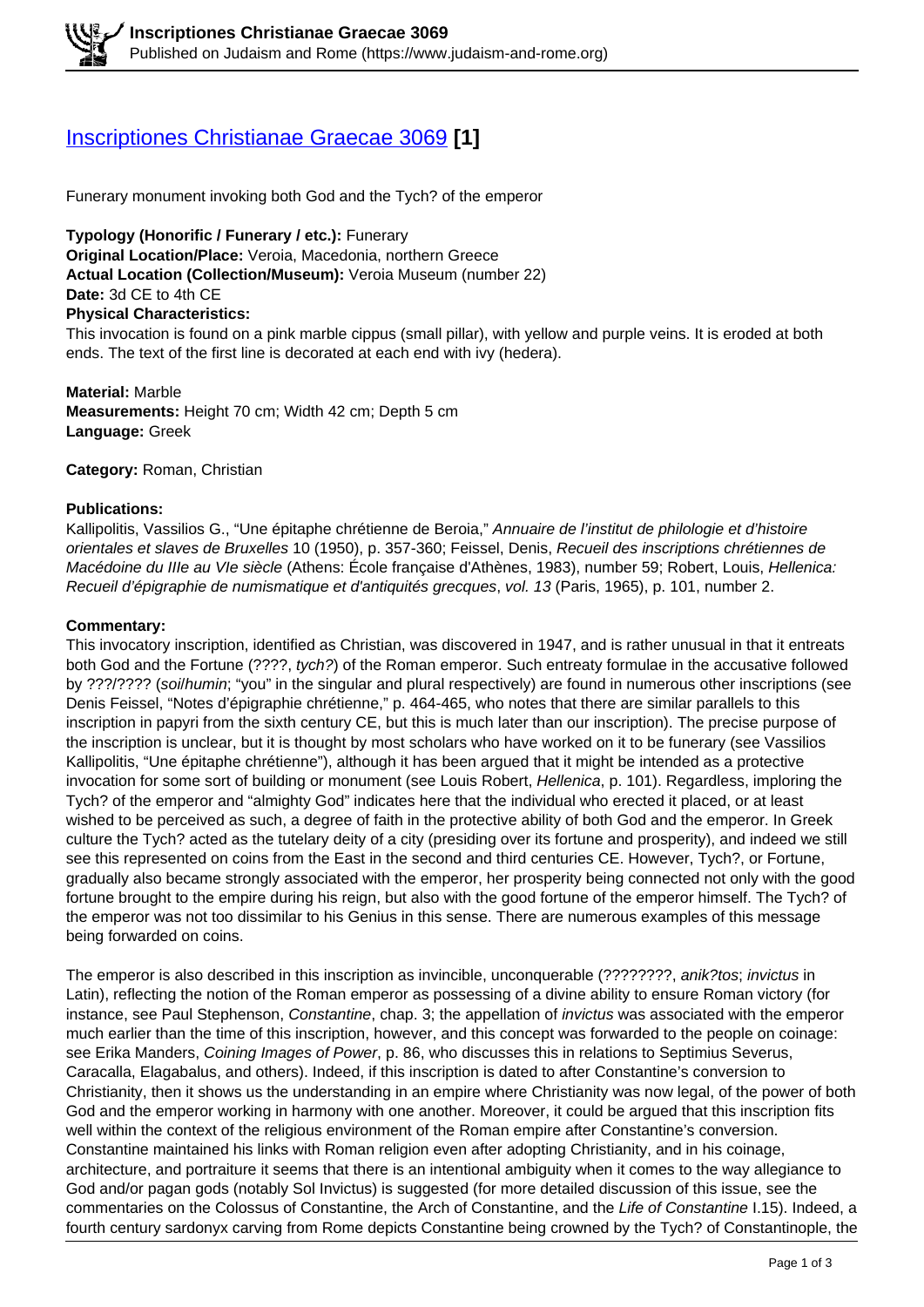# Inscriptiones Christianae Graecae 3069 [1]

Funerary monument invoking both God and the Tych? of the emperor

**Typology (Honorific / Funerary / etc.):** Funerary
**Original Location/Place:** Veroia, Macedonia, northern Greece
**Actual Location (Collection/Museum):** Veroia Museum (number 22)
**Date:** 3d CE to 4th CE
**Physical Characteristics:**
This invocation is found on a pink marble cippus (small pillar), with yellow and purple veins. It is eroded at both ends. The text of the first line is decorated at each end with ivy (hedera).

**Material:** Marble
**Measurements:** Height 70 cm; Width 42 cm; Depth 5 cm
**Language:** Greek

**Category:** Roman, Christian

**Publications:**
Kallipolitis, Vassilios G., "Une épitaphe chrétienne de Beroia," *Annuaire de l'institut de philologie et d'histoire orientales et slaves de Bruxelles* 10 (1950), p. 357-360; Feissel, Denis, *Recueil des inscriptions chrétiennes de Macédoine du IIIe au VIe siècle* (Athens: École française d'Athènes, 1983), number 59; Robert, Louis, *Hellenica: Recueil d'épigraphie de numismatique et d'antiquités grecques*, *vol. 13* (Paris, 1965), p. 101, number 2.

**Commentary:**
This invocatory inscription, identified as Christian, was discovered in 1947, and is rather unusual in that it entreats both God and the Fortune (????, *tych?*) of the Roman emperor. Such entreaty formulae in the accusative followed by ???/???? (*soi*/*humin*; "you" in the singular and plural respectively) are found in numerous other inscriptions (see Denis Feissel, "Notes d'épigraphie chrétienne," p. 464-465, who notes that there are similar parallels to this inscription in papyri from the sixth century CE, but this is much later than our inscription). The precise purpose of the inscription is unclear, but it is thought by most scholars who have worked on it to be funerary (see Vassilios Kallipolitis, "Une épitaphe chrétienne"), although it has been argued that it might be intended as a protective invocation for some sort of building or monument (see Louis Robert, *Hellenica*, p. 101). Regardless, imploring the Tych? of the emperor and "almighty God" indicates here that the individual who erected it placed, or at least wished to be perceived as such, a degree of faith in the protective ability of both God and the emperor. In Greek culture the Tych? acted as the tutelary deity of a city (presiding over its fortune and prosperity), and indeed we still see this represented on coins from the East in the second and third centuries CE. However, Tych?, or Fortune, gradually also became strongly associated with the emperor, her prosperity being connected not only with the good fortune brought to the empire during his reign, but also with the good fortune of the emperor himself. The Tych? of the emperor was not too dissimilar to his Genius in this sense. There are numerous examples of this message being forwarded on coins.

The emperor is also described in this inscription as invincible, unconquerable (????????, *anik?tos*; *invictus* in Latin), reflecting the notion of the Roman emperor as possessing of a divine ability to ensure Roman victory (for instance, see Paul Stephenson, *Constantine*, chap. 3; the appellation of *invictus* was associated with the emperor much earlier than the time of this inscription, however, and this concept was forwarded to the people on coinage: see Erika Manders, *Coining Images of Power*, p. 86, who discusses this in relations to Septimius Severus, Caracalla, Elagabalus, and others). Indeed, if this inscription is dated to after Constantine's conversion to Christianity, then it shows us the understanding in an empire where Christianity was now legal, of the power of both God and the emperor working in harmony with one another. Moreover, it could be argued that this inscription fits well within the context of the religious environment of the Roman empire after Constantine's conversion. Constantine maintained his links with Roman religion even after adopting Christianity, and in his coinage, architecture, and portraiture it seems that there is an intentional ambiguity when it comes to the way allegiance to God and/or pagan gods (notably Sol Invictus) is suggested (for more detailed discussion of this issue, see the commentaries on the Colossus of Constantine, the Arch of Constantine, and the *Life of Constantine* I.15). Indeed, a fourth century sardonyx carving from Rome depicts Constantine being crowned by the Tych? of Constantinople, the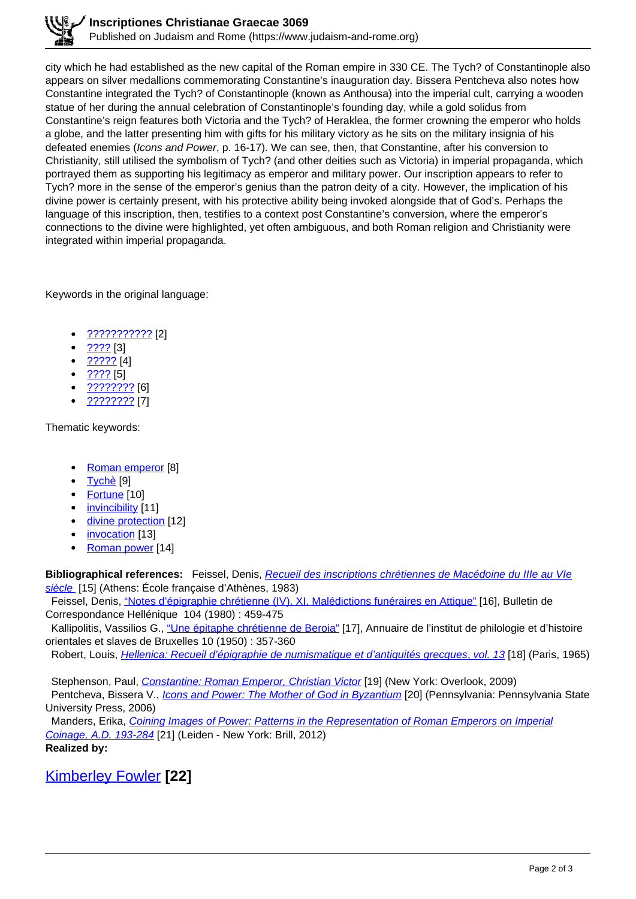city which he had established as the new capital of the Roman empire in 330 CE. The Tych? of Constantinople also appears on silver medallions commemorating Constantine's inauguration day. Bissera Pentcheva also notes how Constantine integrated the Tych? of Constantinople (known as Anthousa) into the imperial cult, carrying a wooden statue of her during the annual celebration of Constantinople's founding day, while a gold solidus from Constantine's reign features both Victoria and the Tych? of Heraklea, the former crowning the emperor who holds a globe, and the latter presenting him with gifts for his military victory as he sits on the military insignia of his defeated enemies (*Icons and Power*, p. 16-17). We can see, then, that Constantine, after his conversion to Christianity, still utilised the symbolism of Tych? (and other deities such as Victoria) in imperial propaganda, which portrayed them as supporting his legitimacy as emperor and military power. Our inscription appears to refer to Tych? more in the sense of the emperor's genius than the patron deity of a city. However, the implication of his divine power is certainly present, with his protective ability being invoked alongside that of God's. Perhaps the language of this inscription, then, testifies to a context post Constantine's conversion, where the emperor's connections to the divine were highlighted, yet often ambiguous, and both Roman religion and Christianity were integrated within imperial propaganda.

Keywords in the original language:

- ??????????? [2]
- ???? [3]
- ????? [4]
- ???? [5]
- ???????? [6]
- ???????? [7]

Thematic keywords:

- Roman emperor [8]
- Tychè [9]
- Fortune [10]
- invincibility [11]
- divine protection [12]
- invocation [13]
- Roman power [14]

**Bibliographical references:** Feissel, Denis, *Recueil des inscriptions chrétiennes de Macédoine du IIIe au VIe siècle* [15] (Athens: École française d'Athènes, 1983)

Feissel, Denis, "Notes d'épigraphie chrétienne (IV). XI. Malédictions funéraires en Attique" [16], Bulletin de Correspondance Hellénique 104 (1980) : 459-475

Kallipolitis, Vassilios G., "Une épitaphe chrétienne de Beroia" [17], Annuaire de l'institut de philologie et d'histoire orientales et slaves de Bruxelles 10 (1950) : 357-360

Robert, Louis, *Hellenica: Recueil d'épigraphie de numismatique et d'antiquités grecques, vol. 13* [18] (Paris, 1965)

Stephenson, Paul, *Constantine: Roman Emperor, Christian Victor* [19] (New York: Overlook, 2009)

Pentcheva, Bissera V., *Icons and Power: The Mother of God in Byzantium* [20] (Pennsylvania: Pennsylvania State University Press, 2006)

Manders, Erika, *Coining Images of Power: Patterns in the Representation of Roman Emperors on Imperial Coinage, A.D. 193-284* [21] (Leiden - New York: Brill, 2012)

**Realized by:**

## Kimberley Fowler **[22]**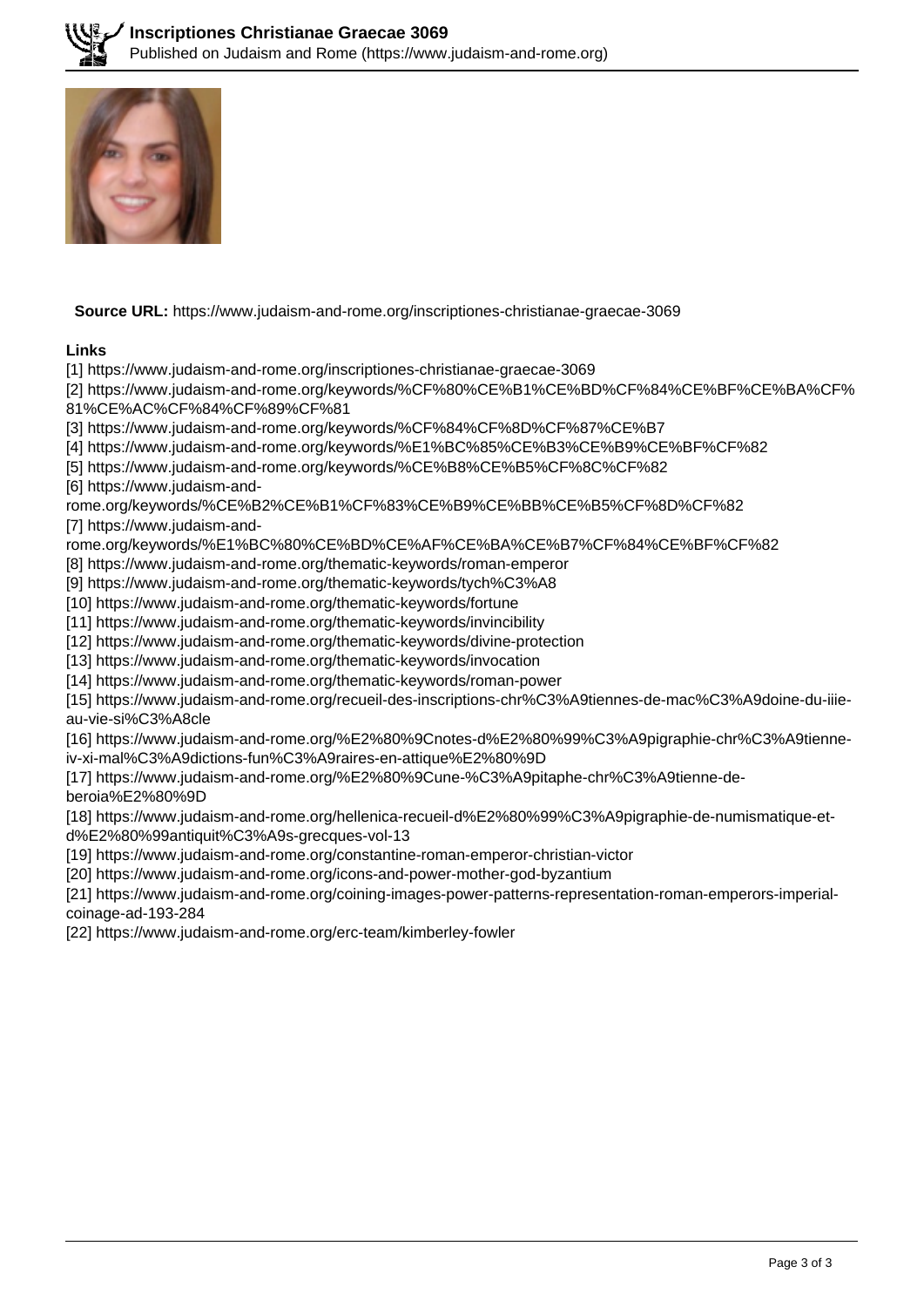**Source URL:** https://www.judaism-and-rome.org/inscriptiones-christianae-graecae-3069

**Links**

[1] https://www.judaism-and-rome.org/inscriptiones-christianae-graecae-3069
[2] https://www.judaism-and-rome.org/keywords/%CF%80%CE%B1%CE%BD%CF%84%CE%BF%CE%BA%CF%81%CE%AC%CF%84%CF%89%CF%81
[3] https://www.judaism-and-rome.org/keywords/%CF%84%CF%8D%CF%87%CE%B7
[4] https://www.judaism-and-rome.org/keywords/%E1%BC%85%CE%B3%CE%B9%CE%BF%CF%82
[5] https://www.judaism-and-rome.org/keywords/%CE%B8%CE%B5%CF%8C%CF%82
[6] https://www.judaism-and-rome.org/keywords/%CE%B2%CE%B1%CF%83%CE%B9%CE%BB%CE%B5%CF%8D%CF%82
[7] https://www.judaism-and-rome.org/keywords/%E1%BC%80%CE%BD%CE%AF%CE%BA%CE%B7%CF%84%CE%BF%CF%82
[8] https://www.judaism-and-rome.org/thematic-keywords/roman-emperor
[9] https://www.judaism-and-rome.org/thematic-keywords/tych%C3%A8
[10] https://www.judaism-and-rome.org/thematic-keywords/fortune
[11] https://www.judaism-and-rome.org/thematic-keywords/invincibility
[12] https://www.judaism-and-rome.org/thematic-keywords/divine-protection
[13] https://www.judaism-and-rome.org/thematic-keywords/invocation
[14] https://www.judaism-and-rome.org/thematic-keywords/roman-power
[15] https://www.judaism-and-rome.org/recueil-des-inscriptions-chr%C3%A9tiennes-de-mac%C3%A9doine-du-iiie-au-vie-si%C3%A8cle
[16] https://www.judaism-and-rome.org/%E2%80%9Cnotes-d%E2%80%99%C3%A9pigraphie-chr%C3%A9tienne-iv-xi-mal%C3%A9dictions-fun%C3%A9raires-en-attique%E2%80%9D
[17] https://www.judaism-and-rome.org/%E2%80%9Cune-%C3%A9pitaphe-chr%C3%A9tienne-de-beroia%E2%80%9D
[18] https://www.judaism-and-rome.org/hellenica-recueil-d%E2%80%99%C3%A9pigraphie-de-numismatique-et-d%E2%80%99antiquit%C3%A9s-grecques-vol-13
[19] https://www.judaism-and-rome.org/constantine-roman-emperor-christian-victor
[20] https://www.judaism-and-rome.org/icons-and-power-mother-god-byzantium
[21] https://www.judaism-and-rome.org/coining-images-power-patterns-representation-roman-emperors-imperial-coinage-ad-193-284
[22] https://www.judaism-and-rome.org/erc-team/kimberley-fowler